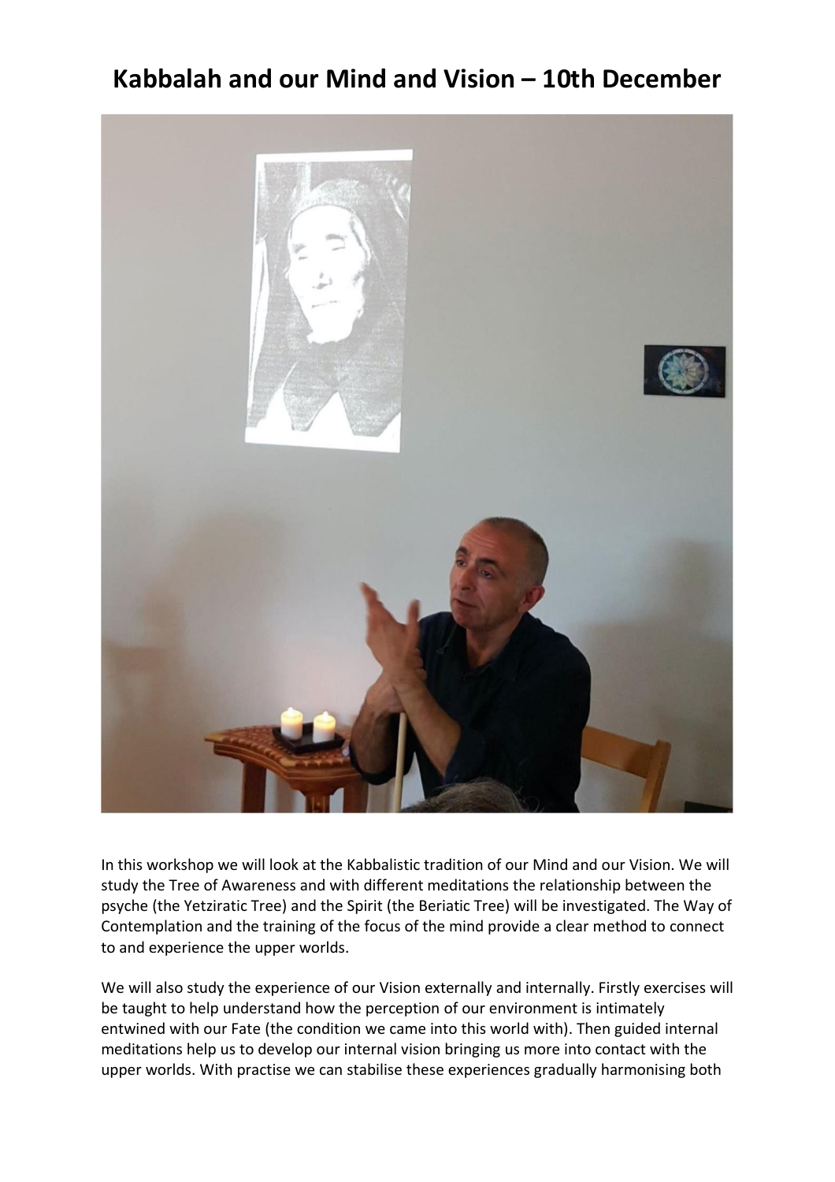# Kabbalah and our Mind and Vision – 10th December

In this workshop we will look at the Kabbalistic tradition of our Mind and our Vision. We will study the Tree of Awareness and with different meditations the relationship between the psyche (the Yetziratic Tree) and the Spirit (the Beriatic Tree) will be investigated. The Way of Contemplation and the training of the focus of the mind provide a clear method to connect to and experience the upper worlds.

We will also study the experience of our Vision externally and internally. Firstly exercises will be taught to help understand how the perception of our environment is intimately entwined with our Fate (the condition we came into this world with). Then guided internal meditations help us to develop our internal vision bringing us more into contact with the upper worlds. With practise we can stabilise these experiences gradually harmonising both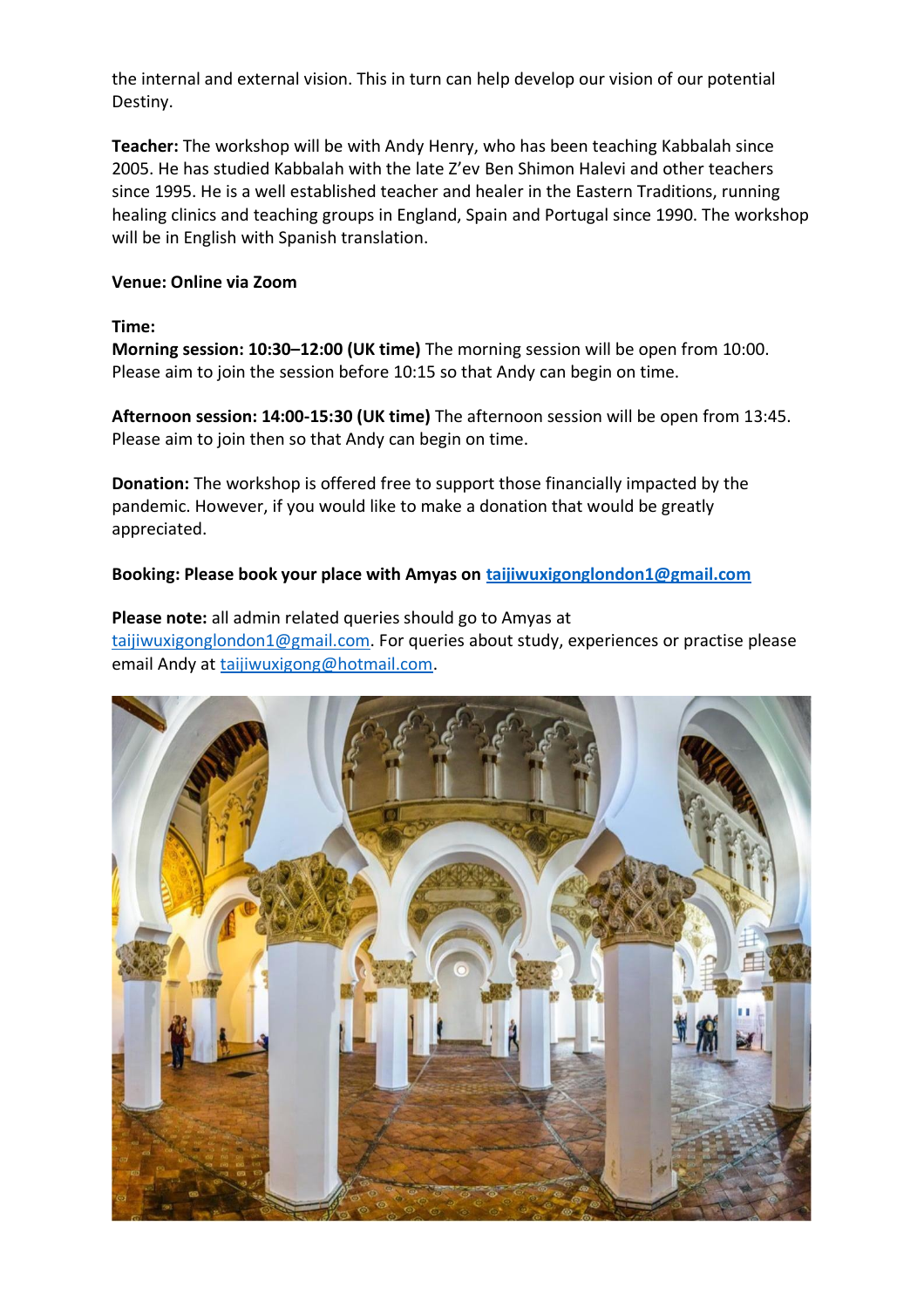the internal and external vision. This in turn can help develop our vision of our potential Destiny.

**Teacher:** The workshop will be with Andy Henry, who has been teaching Kabbalah since 2005. He has studied Kabbalah with the late Z'ev Ben Shimon Halevi and other teachers since 1995. He is a well established teacher and healer in the Eastern Traditions, running healing clinics and teaching groups in England, Spain and Portugal since 1990. The workshop will be in English with Spanish translation.

**Venue: Online via Zoom**

**Time:**

**Morning session: 10:30–12:00 (UK time)** The morning session will be open from 10:00. Please aim to join the session before 10:15 so that Andy can begin on time.

**Afternoon session: 14:00-15:30 (UK time)** The afternoon session will be open from 13:45. Please aim to join then so that Andy can begin on time.

**Donation:** The workshop is offered free to support those financially impacted by the pandemic. However, if you would like to make a donation that would be greatly appreciated.

**Booking: Please book your place with Amyas on taijiwuxigonglondon1@gmail.com**

**Please note:** all admin related queries should go to Amyas at taijiwuxigonglondon1@gmail.com. For queries about study, experiences or practise please email Andy at taijiwuxigong@hotmail.com.